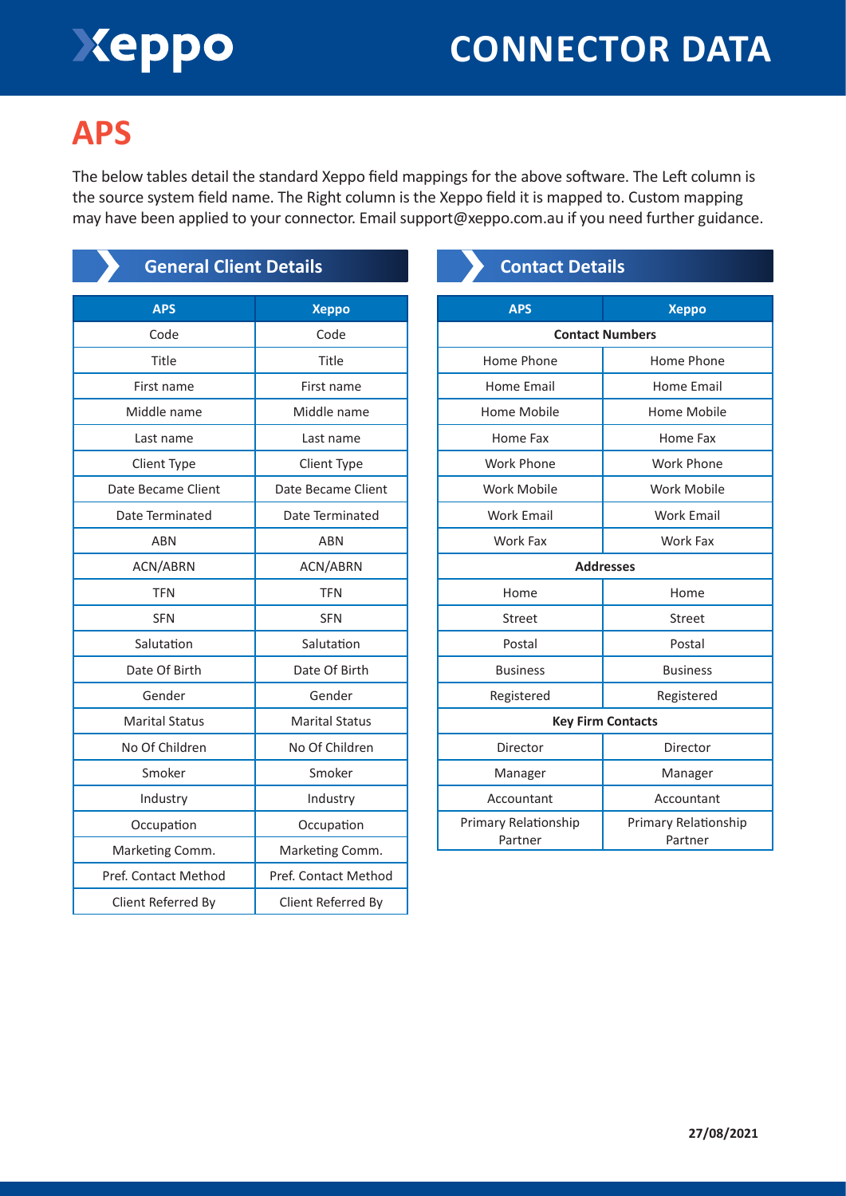# Xeppo CONNECTOR DATA

## APS

The below tables detail the standard Xeppo field mappings for the above software. The Left column is the source system field name. The Right column is the Xeppo field it is mapped to. Custom mapping may have been applied to your connector. Email support@xeppo.com.au if you need further guidance.

### General Client Details

| APS | Xeppo |
|---|---|
| Code | Code |
| Title | Title |
| First name | First name |
| Middle name | Middle name |
| Last name | Last name |
| Client Type | Client Type |
| Date Became Client | Date Became Client |
| Date Terminated | Date Terminated |
| ABN | ABN |
| ACN/ABRN | ACN/ABRN |
| TFN | TFN |
| SFN | SFN |
| Salutation | Salutation |
| Date Of Birth | Date Of Birth |
| Gender | Gender |
| Marital Status | Marital Status |
| No Of Children | No Of Children |
| Smoker | Smoker |
| Industry | Industry |
| Occupation | Occupation |
| Marketing Comm. | Marketing Comm. |
| Pref. Contact Method | Pref. Contact Method |
| Client Referred By | Client Referred By |

### Contact Details

| APS | Xeppo |
|---|---|
| **Contact Numbers** | |
| Home Phone | Home Phone |
| Home Email | Home Email |
| Home Mobile | Home Mobile |
| Home Fax | Home Fax |
| Work Phone | Work Phone |
| Work Mobile | Work Mobile |
| Work Email | Work Email |
| Work Fax | Work Fax |
| **Addresses** | |
| Home | Home |
| Street | Street |
| Postal | Postal |
| Business | Business |
| Registered | Registered |
| **Key Firm Contacts** | |
| Director | Director |
| Manager | Manager |
| Accountant | Accountant |
| Primary Relationship Partner | Primary Relationship Partner |

27/08/2021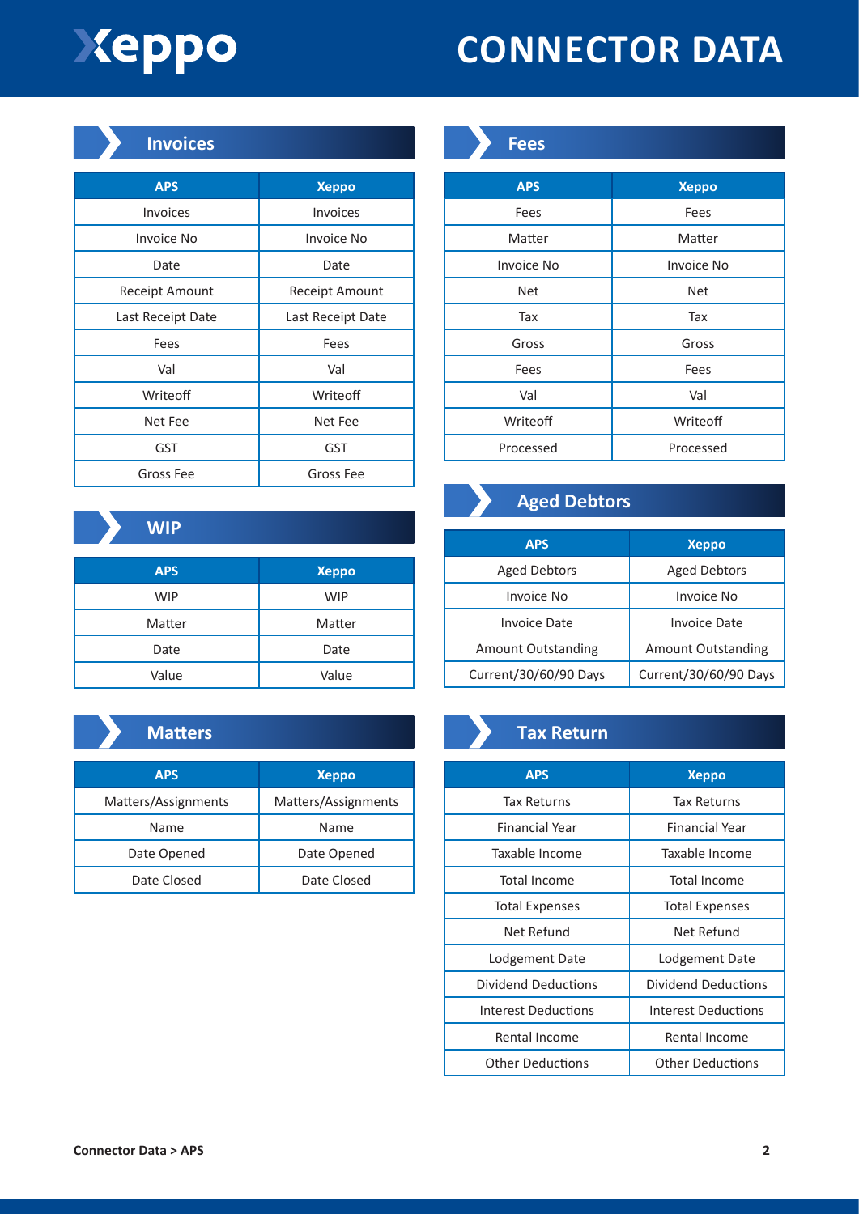# CONNECTOR DATA

## Invoices

| APS | Xeppo |
|---|---|
| Invoices | Invoices |
| Invoice No | Invoice No |
| Date | Date |
| Receipt Amount | Receipt Amount |
| Last Receipt Date | Last Receipt Date |
| Fees | Fees |
| Val | Val |
| Writeoff | Writeoff |
| Net Fee | Net Fee |
| GST | GST |
| Gross Fee | Gross Fee |

## WIP

| APS | Xeppo |
|---|---|
| WIP | WIP |
| Matter | Matter |
| Date | Date |
| Value | Value |

## Matters

| APS | Xeppo |
|---|---|
| Matters/Assignments | Matters/Assignments |
| Name | Name |
| Date Opened | Date Opened |
| Date Closed | Date Closed |

## Fees

| APS | Xeppo |
|---|---|
| Fees | Fees |
| Matter | Matter |
| Invoice No | Invoice No |
| Net | Net |
| Tax | Tax |
| Gross | Gross |
| Fees | Fees |
| Val | Val |
| Writeoff | Writeoff |
| Processed | Processed |

## Aged Debtors

| APS | Xeppo |
|---|---|
| Aged Debtors | Aged Debtors |
| Invoice No | Invoice No |
| Invoice Date | Invoice Date |
| Amount Outstanding | Amount Outstanding |
| Current/30/60/90 Days | Current/30/60/90 Days |

## Tax Return

| APS | Xeppo |
|---|---|
| Tax Returns | Tax Returns |
| Financial Year | Financial Year |
| Taxable Income | Taxable Income |
| Total Income | Total Income |
| Total Expenses | Total Expenses |
| Net Refund | Net Refund |
| Lodgement Date | Lodgement Date |
| Dividend Deductions | Dividend Deductions |
| Interest Deductions | Interest Deductions |
| Rental Income | Rental Income |
| Other Deductions | Other Deductions |